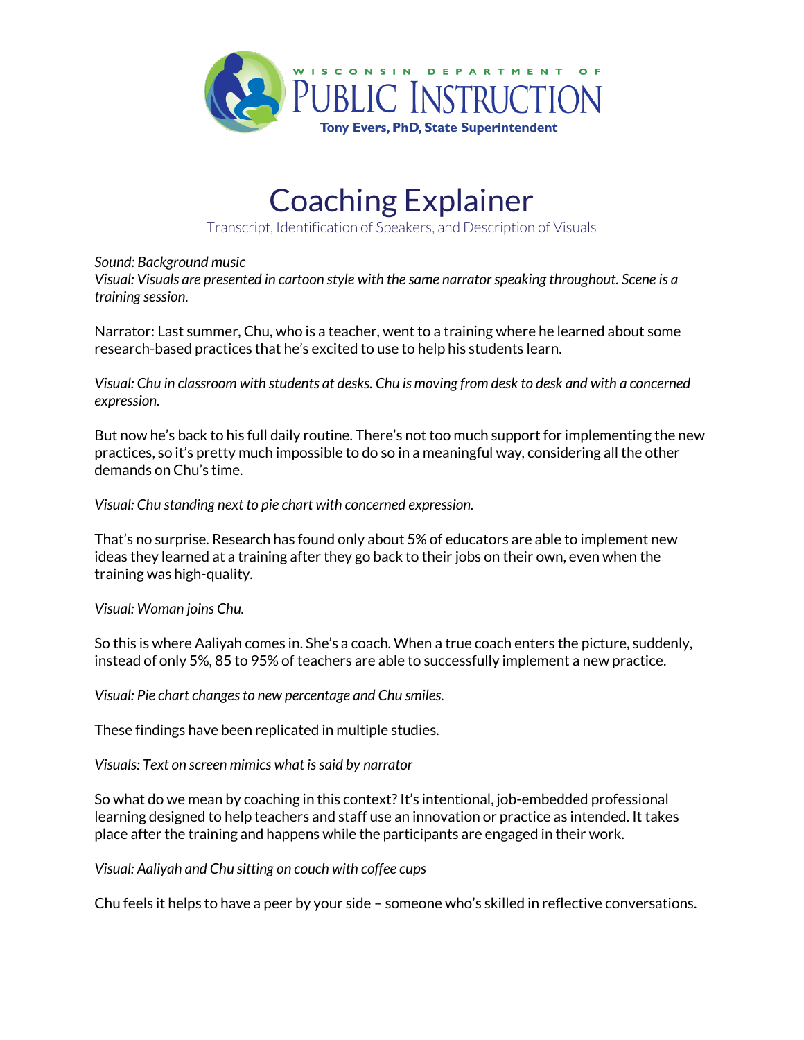WISCONSIN DEPARTMENT OF
PUBLIC INSTRUCTION
**Tony Evers, PhD, State Superintendent**

# Coaching Explainer

Transcript, Identification of Speakers, and Description of Visuals

*Sound: Background music*
*Visual: Visuals are presented in cartoon style with the same narrator speaking throughout. Scene is a training session.*

Narrator: Last summer, Chu, who is a teacher, went to a training where he learned about some research-based practices that he's excited to use to help his students learn.

*Visual: Chu in classroom with students at desks. Chu is moving from desk to desk and with a concerned expression.*

But now he's back to his full daily routine. There's not too much support for implementing the new practices, so it's pretty much impossible to do so in a meaningful way, considering all the other demands on Chu's time.

*Visual: Chu standing next to pie chart with concerned expression.*

That's no surprise. Research has found only about 5% of educators are able to implement new ideas they learned at a training after they go back to their jobs on their own, even when the training was high-quality.

*Visual: Woman joins Chu.*

So this is where Aaliyah comes in. She's a coach. When a true coach enters the picture, suddenly, instead of only 5%, 85 to 95% of teachers are able to successfully implement a new practice.

*Visual: Pie chart changes to new percentage and Chu smiles.*

These findings have been replicated in multiple studies.

*Visuals: Text on screen mimics what is said by narrator*

So what do we mean by coaching in this context? It's intentional, job-embedded professional learning designed to help teachers and staff use an innovation or practice as intended. It takes place after the training and happens while the participants are engaged in their work.

*Visual: Aaliyah and Chu sitting on couch with coffee cups*

Chu feels it helps to have a peer by your side – someone who's skilled in reflective conversations.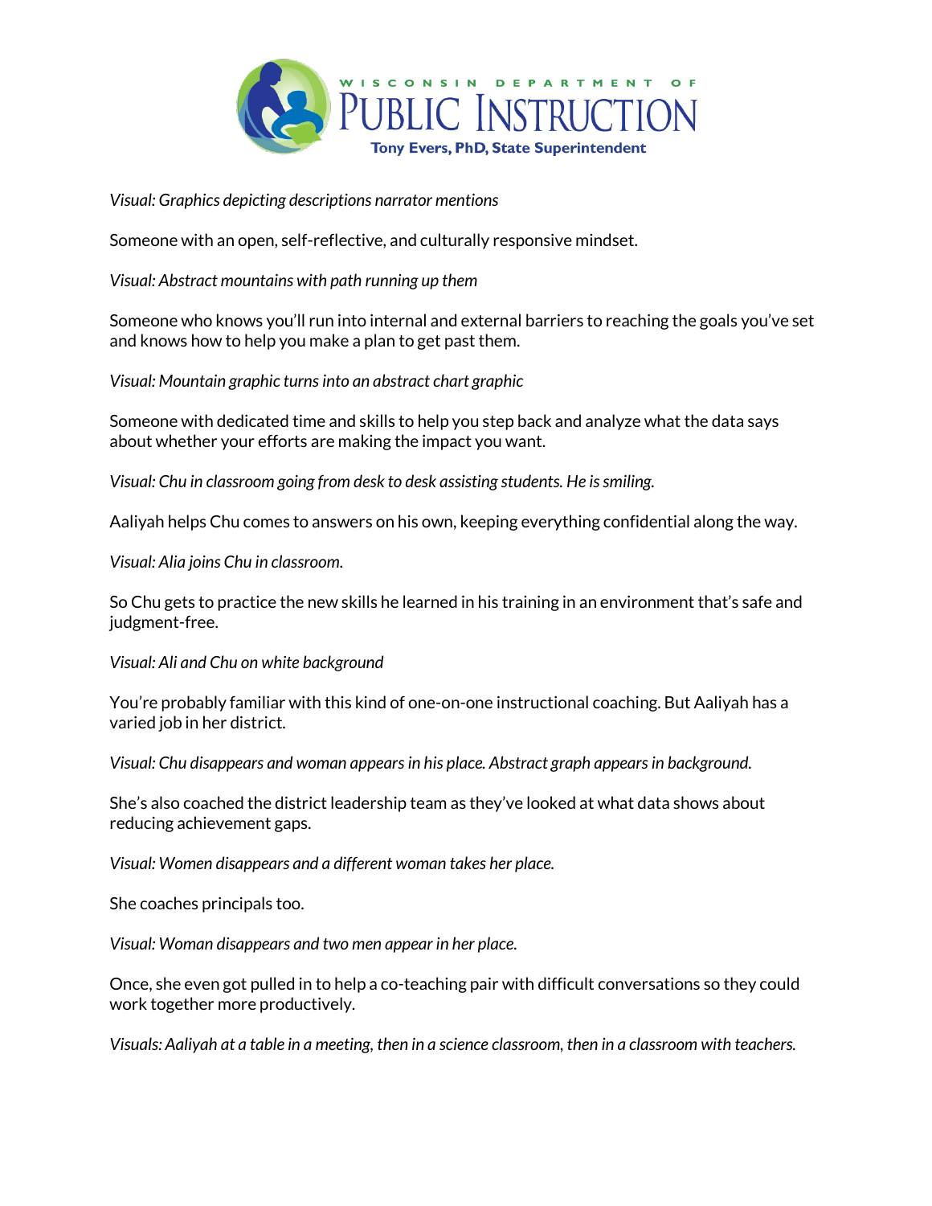*Visual: Graphics depicting descriptions narrator mentions*

Someone with an open, self-reflective, and culturally responsive mindset.

*Visual: Abstract mountains with path running up them*

Someone who knows you'll run into internal and external barriers to reaching the goals you've set and knows how to help you make a plan to get past them.

*Visual: Mountain graphic turns into an abstract chart graphic*

Someone with dedicated time and skills to help you step back and analyze what the data says about whether your efforts are making the impact you want.

*Visual: Chu in classroom going from desk to desk assisting students. He is smiling.*

Aaliyah helps Chu comes to answers on his own, keeping everything confidential along the way.

*Visual: Alia joins Chu in classroom.*

So Chu gets to practice the new skills he learned in his training in an environment that's safe and judgment-free.

*Visual: Ali and Chu on white background*

You're probably familiar with this kind of one-on-one instructional coaching. But Aaliyah has a varied job in her district.

*Visual: Chu disappears and woman appears in his place. Abstract graph appears in background.*

She's also coached the district leadership team as they've looked at what data shows about reducing achievement gaps.

*Visual: Women disappears and a different woman takes her place.*

She coaches principals too.

*Visual: Woman disappears and two men appear in her place.*

Once, she even got pulled in to help a co-teaching pair with difficult conversations so they could work together more productively.

*Visuals: Aaliyah at a table in a meeting, then in a science classroom, then in a classroom with teachers.*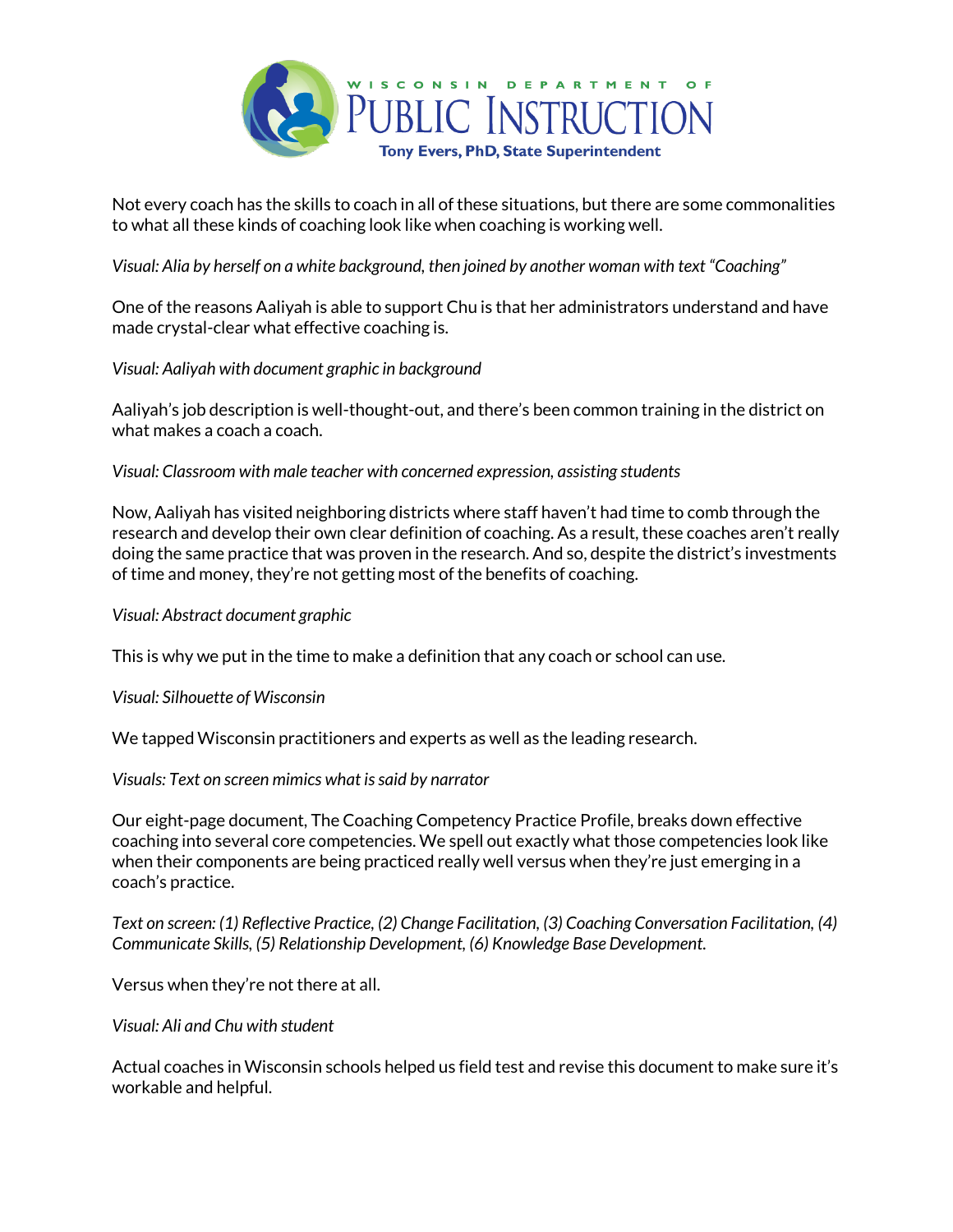Not every coach has the skills to coach in all of these situations, but there are some commonalities to what all these kinds of coaching look like when coaching is working well.

*Visual: Alia by herself on a white background, then joined by another woman with text "Coaching"*

One of the reasons Aaliyah is able to support Chu is that her administrators understand and have made crystal-clear what effective coaching is.

*Visual: Aaliyah with document graphic in background*

Aaliyah's job description is well-thought-out, and there's been common training in the district on what makes a coach a coach.

*Visual: Classroom with male teacher with concerned expression, assisting students*

Now, Aaliyah has visited neighboring districts where staff haven't had time to comb through the research and develop their own clear definition of coaching. As a result, these coaches aren't really doing the same practice that was proven in the research. And so, despite the district's investments of time and money, they're not getting most of the benefits of coaching.

*Visual: Abstract document graphic*

This is why we put in the time to make a definition that any coach or school can use.

*Visual: Silhouette of Wisconsin*

We tapped Wisconsin practitioners and experts as well as the leading research.

*Visuals: Text on screen mimics what is said by narrator*

Our eight-page document, The Coaching Competency Practice Profile, breaks down effective coaching into several core competencies. We spell out exactly what those competencies look like when their components are being practiced really well versus when they're just emerging in a coach's practice.

*Text on screen: (1) Reflective Practice, (2) Change Facilitation, (3) Coaching Conversation Facilitation, (4) Communicate Skills, (5) Relationship Development, (6) Knowledge Base Development.*

Versus when they're not there at all.

*Visual: Ali and Chu with student*

Actual coaches in Wisconsin schools helped us field test and revise this document to make sure it's workable and helpful.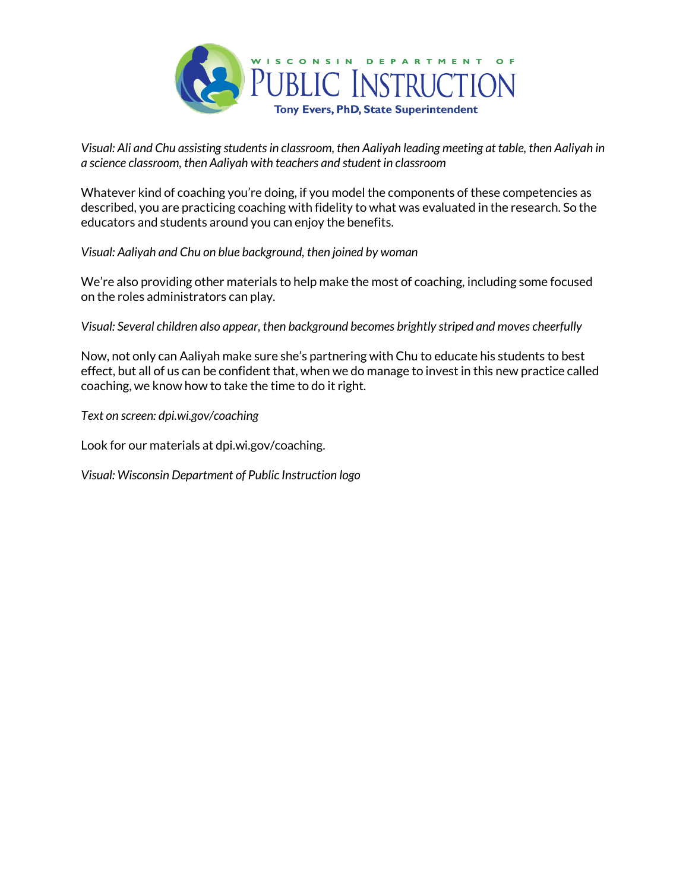WISCONSIN DEPARTMENT OF PUBLIC INSTRUCTION
Tony Evers, PhD, State Superintendent

*Visual: Ali and Chu assisting students in classroom, then Aaliyah leading meeting at table, then Aaliyah in a science classroom, then Aaliyah with teachers and student in classroom*

Whatever kind of coaching you're doing, if you model the components of these competencies as described, you are practicing coaching with fidelity to what was evaluated in the research. So the educators and students around you can enjoy the benefits.

*Visual: Aaliyah and Chu on blue background, then joined by woman*

We're also providing other materials to help make the most of coaching, including some focused on the roles administrators can play.

*Visual: Several children also appear, then background becomes brightly striped and moves cheerfully*

Now, not only can Aaliyah make sure she's partnering with Chu to educate his students to best effect, but all of us can be confident that, when we do manage to invest in this new practice called coaching, we know how to take the time to do it right.

*Text on screen: dpi.wi.gov/coaching*

Look for our materials at dpi.wi.gov/coaching.

*Visual: Wisconsin Department of Public Instruction logo*